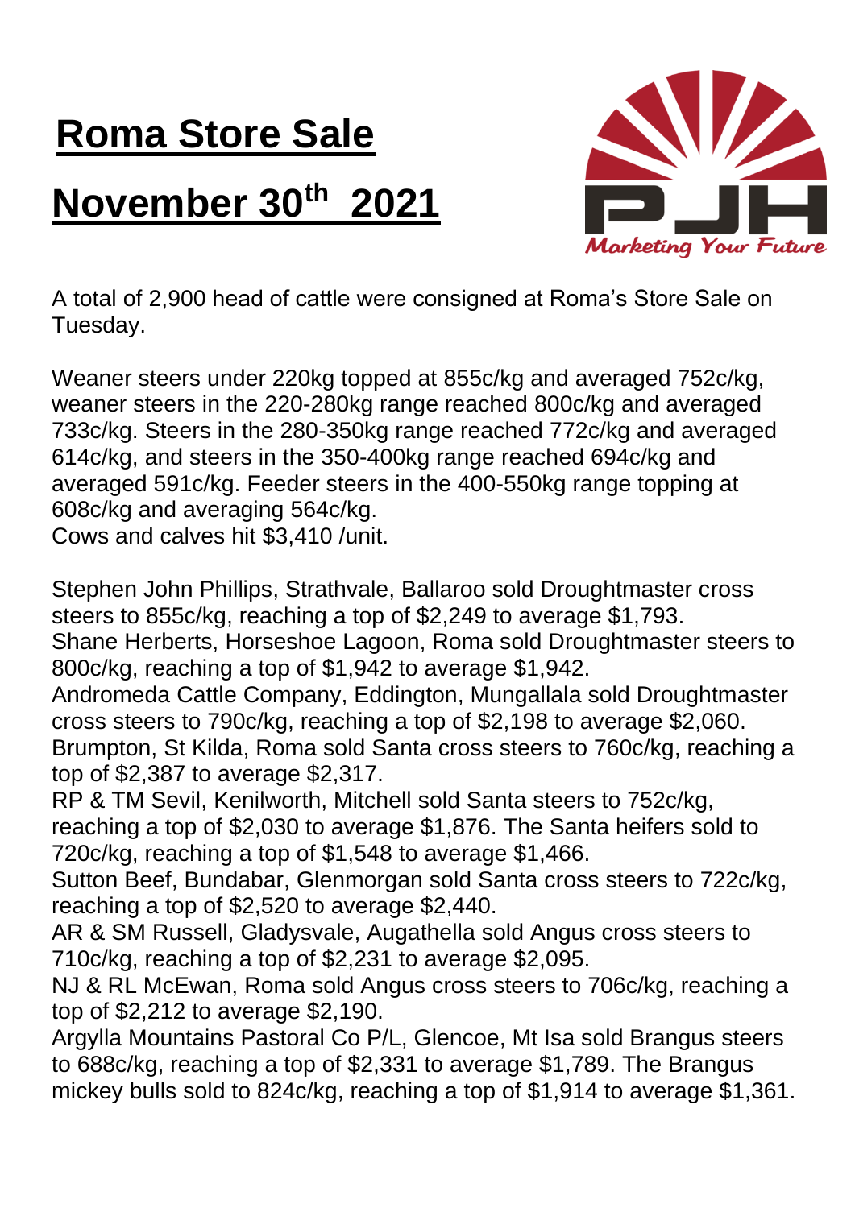# Roma Store Sale

# November 30th 2021

Marketing Your Future

A total of 2,900 head of cattle were consigned at Roma's Store Sale on Tuesday.

Weaner steers under 220kg topped at 855c/kg and averaged 752c/kg, weaner steers in the 220-280kg range reached 800c/kg and averaged 733c/kg. Steers in the 280-350kg range reached 772c/kg and averaged 614c/kg, and steers in the 350-400kg range reached 694c/kg and averaged 591c/kg. Feeder steers in the 400-550kg range topping at 608c/kg and averaging 564c/kg.
Cows and calves hit $3,410 /unit.

Stephen John Phillips, Strathvale, Ballaroo sold Droughtmaster cross steers to 855c/kg, reaching a top of $2,249 to average $1,793.
Shane Herberts, Horseshoe Lagoon, Roma sold Droughtmaster steers to 800c/kg, reaching a top of $1,942 to average $1,942.
Andromeda Cattle Company, Eddington, Mungallala sold Droughtmaster cross steers to 790c/kg, reaching a top of $2,198 to average $2,060.
Brumpton, St Kilda, Roma sold Santa cross steers to 760c/kg, reaching a top of $2,387 to average $2,317.
RP & TM Sevil, Kenilworth, Mitchell sold Santa steers to 752c/kg, reaching a top of $2,030 to average $1,876. The Santa heifers sold to 720c/kg, reaching a top of $1,548 to average $1,466.
Sutton Beef, Bundabar, Glenmorgan sold Santa cross steers to 722c/kg, reaching a top of $2,520 to average $2,440.
AR & SM Russell, Gladysvale, Augathella sold Angus cross steers to 710c/kg, reaching a top of $2,231 to average $2,095.
NJ & RL McEwan, Roma sold Angus cross steers to 706c/kg, reaching a top of $2,212 to average $2,190.
Argylla Mountains Pastoral Co P/L, Glencoe, Mt Isa sold Brangus steers to 688c/kg, reaching a top of $2,331 to average $1,789. The Brangus mickey bulls sold to 824c/kg, reaching a top of $1,914 to average $1,361.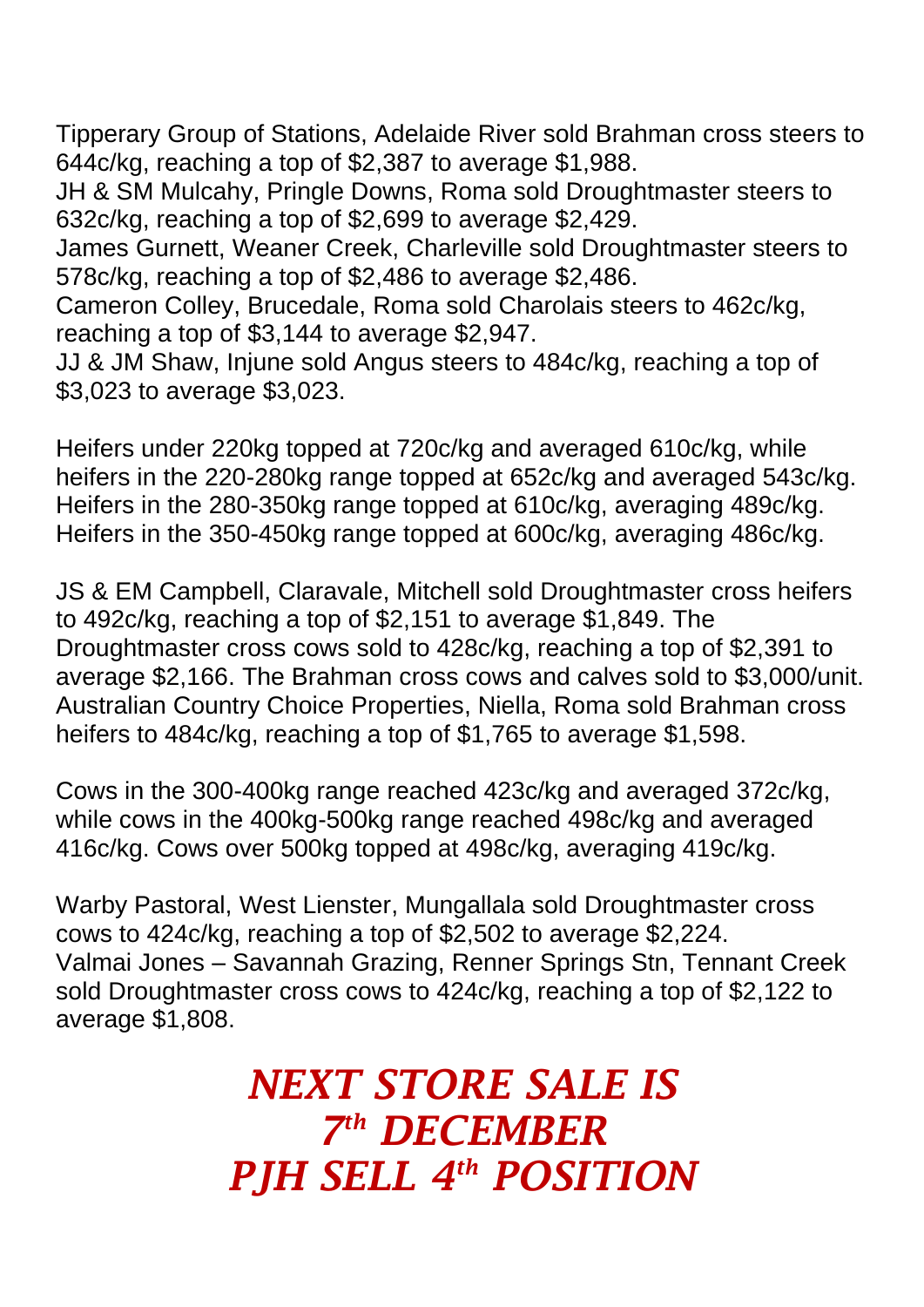Tipperary Group of Stations, Adelaide River sold Brahman cross steers to 644c/kg, reaching a top of $2,387 to average $1,988.
JH & SM Mulcahy, Pringle Downs, Roma sold Droughtmaster steers to 632c/kg, reaching a top of $2,699 to average $2,429.
James Gurnett, Weaner Creek, Charleville sold Droughtmaster steers to 578c/kg, reaching a top of $2,486 to average $2,486.
Cameron Colley, Brucedale, Roma sold Charolais steers to 462c/kg, reaching a top of $3,144 to average $2,947.
JJ & JM Shaw, Injune sold Angus steers to 484c/kg, reaching a top of $3,023 to average $3,023.

Heifers under 220kg topped at 720c/kg and averaged 610c/kg, while heifers in the 220-280kg range topped at 652c/kg and averaged 543c/kg. Heifers in the 280-350kg range topped at 610c/kg, averaging 489c/kg. Heifers in the 350-450kg range topped at 600c/kg, averaging 486c/kg.

JS & EM Campbell, Claravale, Mitchell sold Droughtmaster cross heifers to 492c/kg, reaching a top of $2,151 to average $1,849. The Droughtmaster cross cows sold to 428c/kg, reaching a top of $2,391 to average $2,166. The Brahman cross cows and calves sold to $3,000/unit.
Australian Country Choice Properties, Niella, Roma sold Brahman cross heifers to 484c/kg, reaching a top of $1,765 to average $1,598.

Cows in the 300-400kg range reached 423c/kg and averaged 372c/kg, while cows in the 400kg-500kg range reached 498c/kg and averaged 416c/kg. Cows over 500kg topped at 498c/kg, averaging 419c/kg.

Warby Pastoral, West Lienster, Mungallala sold Droughtmaster cross cows to 424c/kg, reaching a top of $2,502 to average $2,224.
Valmai Jones – Savannah Grazing, Renner Springs Stn, Tennant Creek sold Droughtmaster cross cows to 424c/kg, reaching a top of $2,122 to average $1,808.

***NEXT STORE SALE IS***
***7th DECEMBER***
***PJH SELL 4th POSITION***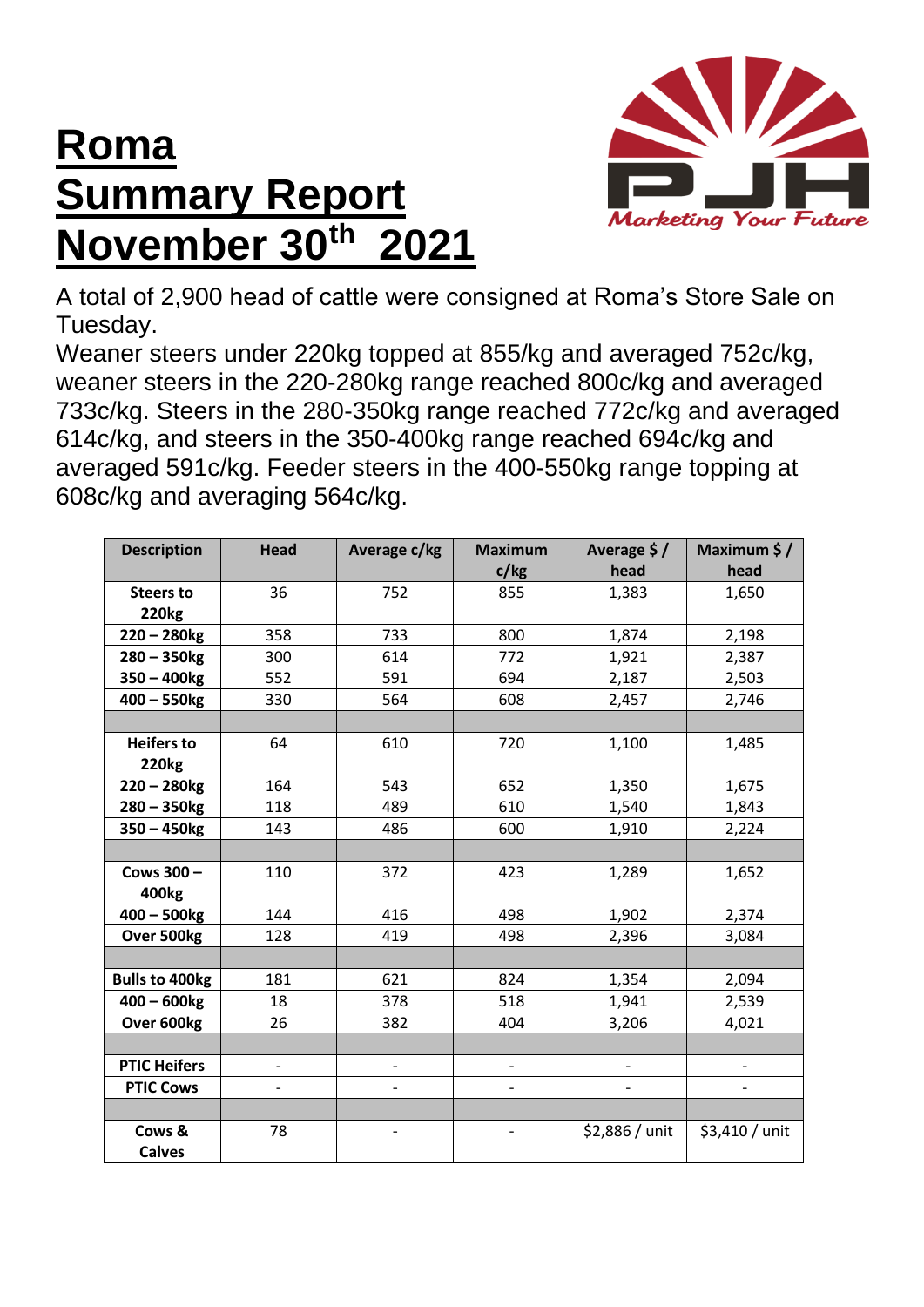# Roma Summary Report November 30th 2021

A total of 2,900 head of cattle were consigned at Roma's Store Sale on Tuesday.

Weaner steers under 220kg topped at 855/kg and averaged 752c/kg, weaner steers in the 220-280kg range reached 800c/kg and averaged 733c/kg. Steers in the 280-350kg range reached 772c/kg and averaged 614c/kg, and steers in the 350-400kg range reached 694c/kg and averaged 591c/kg. Feeder steers in the 400-550kg range topping at 608c/kg and averaging 564c/kg.

| Description | Head | Average c/kg | Maximum c/kg | Average $ / head | Maximum $ / head |
|---|---|---|---|---|---|
| Steers to 220kg | 36 | 752 | 855 | 1,383 | 1,650 |
| 220 – 280kg | 358 | 733 | 800 | 1,874 | 2,198 |
| 280 – 350kg | 300 | 614 | 772 | 1,921 | 2,387 |
| 350 – 400kg | 552 | 591 | 694 | 2,187 | 2,503 |
| 400 – 550kg | 330 | 564 | 608 | 2,457 | 2,746 |
| | | | | | |
| Heifers to 220kg | 64 | 610 | 720 | 1,100 | 1,485 |
| 220 – 280kg | 164 | 543 | 652 | 1,350 | 1,675 |
| 280 – 350kg | 118 | 489 | 610 | 1,540 | 1,843 |
| 350 – 450kg | 143 | 486 | 600 | 1,910 | 2,224 |
| | | | | | |
| Cows 300 – 400kg | 110 | 372 | 423 | 1,289 | 1,652 |
| 400 – 500kg | 144 | 416 | 498 | 1,902 | 2,374 |
| Over 500kg | 128 | 419 | 498 | 2,396 | 3,084 |
| | | | | | |
| Bulls to 400kg | 181 | 621 | 824 | 1,354 | 2,094 |
| 400 – 600kg | 18 | 378 | 518 | 1,941 | 2,539 |
| Over 600kg | 26 | 382 | 404 | 3,206 | 4,021 |
| | | | | | |
| PTIC Heifers | - | - | - | - | - |
| PTIC Cows | - | - | - | - | - |
| | | | | | |
| Cows & Calves | 78 | - | - | $2,886 / unit | $3,410 / unit |